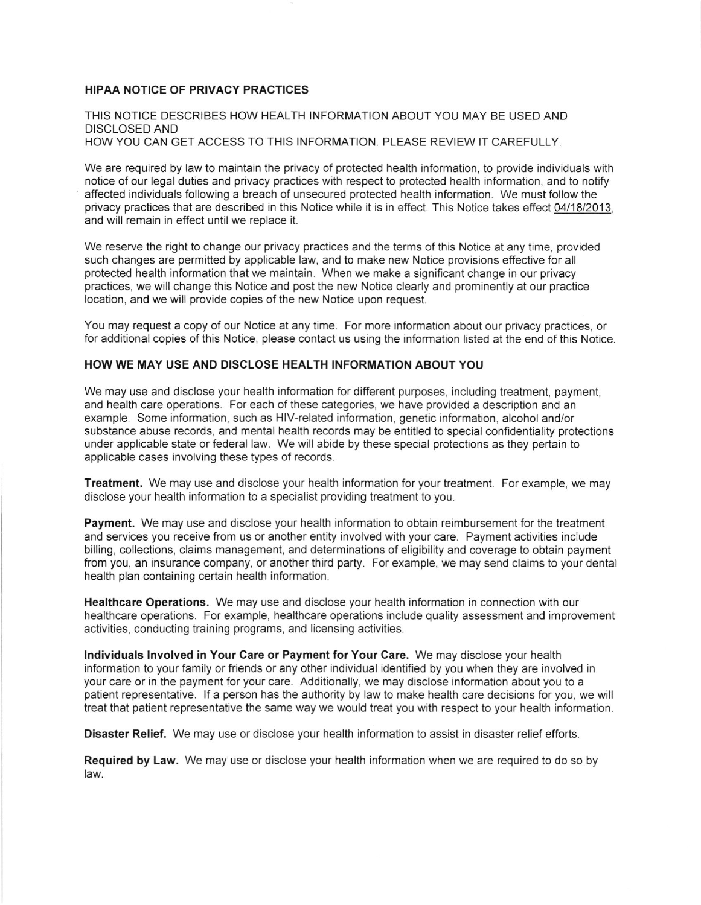## HIPAA NOTICE OF PRIVACY PRACTICES

THIS NOTICE DESCRIBES HOW HEALTH INFORMATION ABOUT YOU MAY BE USED AND DISCLOSED AND
HOW YOU CAN GET ACCESS TO THIS INFORMATION. PLEASE REVIEW IT CAREFULLY.

We are required by law to maintain the privacy of protected health information, to provide individuals with notice of our legal duties and privacy practices with respect to protected health information, and to notify affected individuals following a breach of unsecured protected health information. We must follow the privacy practices that are described in this Notice while it is in effect. This Notice takes effect 04/18/2013, and will remain in effect until we replace it.

We reserve the right to change our privacy practices and the terms of this Notice at any time, provided such changes are permitted by applicable law, and to make new Notice provisions effective for all protected health information that we maintain. When we make a significant change in our privacy practices, we will change this Notice and post the new Notice clearly and prominently at our practice location, and we will provide copies of the new Notice upon request.

You may request a copy of our Notice at any time. For more information about our privacy practices, or for additional copies of this Notice, please contact us using the information listed at the end of this Notice.

### HOW WE MAY USE AND DISCLOSE HEALTH INFORMATION ABOUT YOU

We may use and disclose your health information for different purposes, including treatment, payment, and health care operations. For each of these categories, we have provided a description and an example. Some information, such as HIV-related information, genetic information, alcohol and/or substance abuse records, and mental health records may be entitled to special confidentiality protections under applicable state or federal law. We will abide by these special protections as they pertain to applicable cases involving these types of records.

**Treatment.** We may use and disclose your health information for your treatment. For example, we may disclose your health information to a specialist providing treatment to you.

**Payment.** We may use and disclose your health information to obtain reimbursement for the treatment and services you receive from us or another entity involved with your care. Payment activities include billing, collections, claims management, and determinations of eligibility and coverage to obtain payment from you, an insurance company, or another third party. For example, we may send claims to your dental health plan containing certain health information.

**Healthcare Operations.** We may use and disclose your health information in connection with our healthcare operations. For example, healthcare operations include quality assessment and improvement activities, conducting training programs, and licensing activities.

**Individuals Involved in Your Care or Payment for Your Care.** We may disclose your health information to your family or friends or any other individual identified by you when they are involved in your care or in the payment for your care. Additionally, we may disclose information about you to a patient representative. If a person has the authority by law to make health care decisions for you, we will treat that patient representative the same way we would treat you with respect to your health information.

**Disaster Relief.** We may use or disclose your health information to assist in disaster relief efforts.

**Required by Law.** We may use or disclose your health information when we are required to do so by law.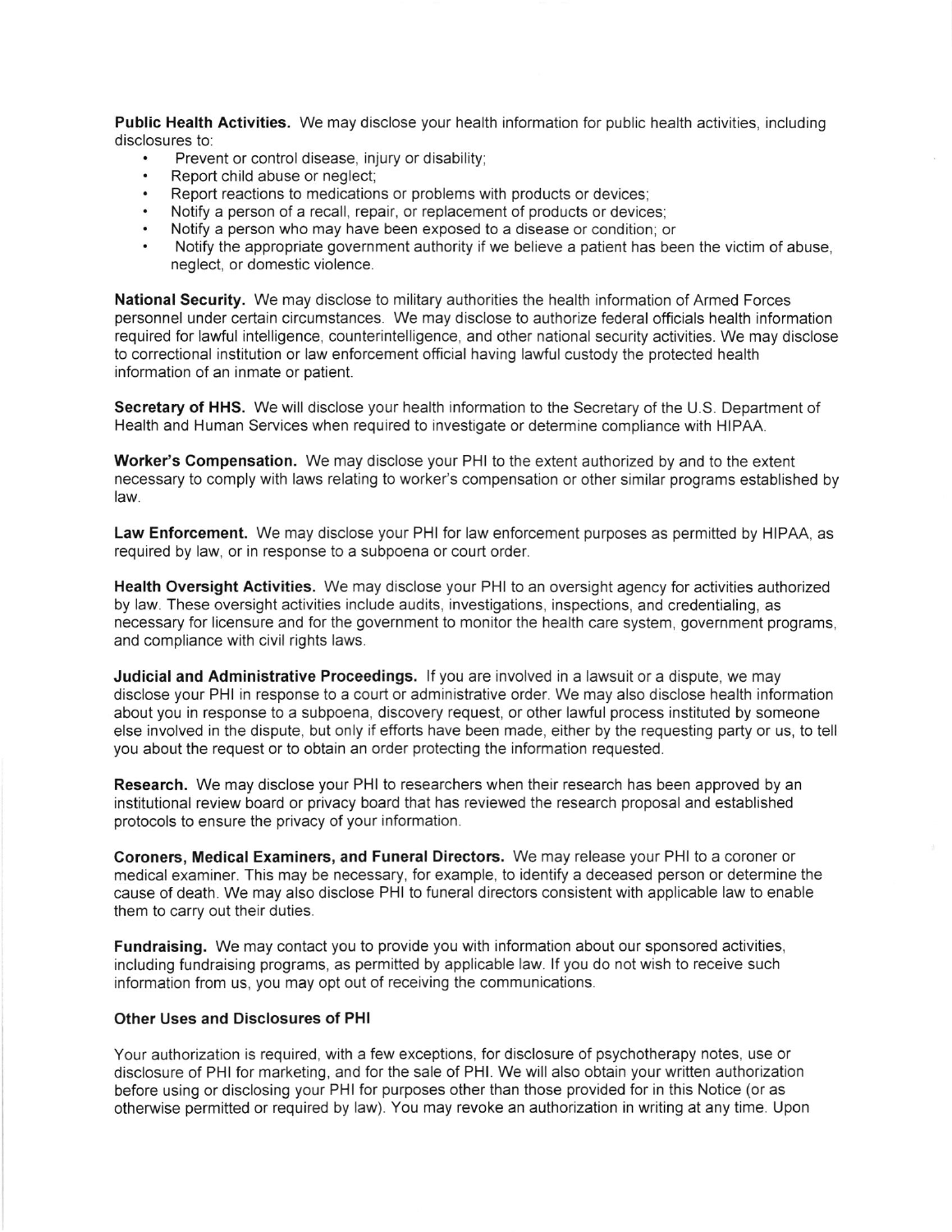**Public Health Activities.** We may disclose your health information for public health activities, including disclosures to:

- Prevent or control disease, injury or disability;
- Report child abuse or neglect;
- Report reactions to medications or problems with products or devices;
- Notify a person of a recall, repair, or replacement of products or devices;
- Notify a person who may have been exposed to a disease or condition; or
- Notify the appropriate government authority if we believe a patient has been the victim of abuse, neglect, or domestic violence.

**National Security.** We may disclose to military authorities the health information of Armed Forces personnel under certain circumstances. We may disclose to authorize federal officials health information required for lawful intelligence, counterintelligence, and other national security activities. We may disclose to correctional institution or law enforcement official having lawful custody the protected health information of an inmate or patient.

**Secretary of HHS.** We will disclose your health information to the Secretary of the U.S. Department of Health and Human Services when required to investigate or determine compliance with HIPAA.

**Worker's Compensation.** We may disclose your PHI to the extent authorized by and to the extent necessary to comply with laws relating to worker's compensation or other similar programs established by law.

**Law Enforcement.** We may disclose your PHI for law enforcement purposes as permitted by HIPAA, as required by law, or in response to a subpoena or court order.

**Health Oversight Activities.** We may disclose your PHI to an oversight agency for activities authorized by law. These oversight activities include audits, investigations, inspections, and credentialing, as necessary for licensure and for the government to monitor the health care system, government programs, and compliance with civil rights laws.

**Judicial and Administrative Proceedings.** If you are involved in a lawsuit or a dispute, we may disclose your PHI in response to a court or administrative order. We may also disclose health information about you in response to a subpoena, discovery request, or other lawful process instituted by someone else involved in the dispute, but only if efforts have been made, either by the requesting party or us, to tell you about the request or to obtain an order protecting the information requested.

**Research.** We may disclose your PHI to researchers when their research has been approved by an institutional review board or privacy board that has reviewed the research proposal and established protocols to ensure the privacy of your information.

**Coroners, Medical Examiners, and Funeral Directors.** We may release your PHI to a coroner or medical examiner. This may be necessary, for example, to identify a deceased person or determine the cause of death. We may also disclose PHI to funeral directors consistent with applicable law to enable them to carry out their duties.

**Fundraising.** We may contact you to provide you with information about our sponsored activities, including fundraising programs, as permitted by applicable law. If you do not wish to receive such information from us, you may opt out of receiving the communications.

**Other Uses and Disclosures of PHI**

Your authorization is required, with a few exceptions, for disclosure of psychotherapy notes, use or disclosure of PHI for marketing, and for the sale of PHI. We will also obtain your written authorization before using or disclosing your PHI for purposes other than those provided for in this Notice (or as otherwise permitted or required by law). You may revoke an authorization in writing at any time. Upon